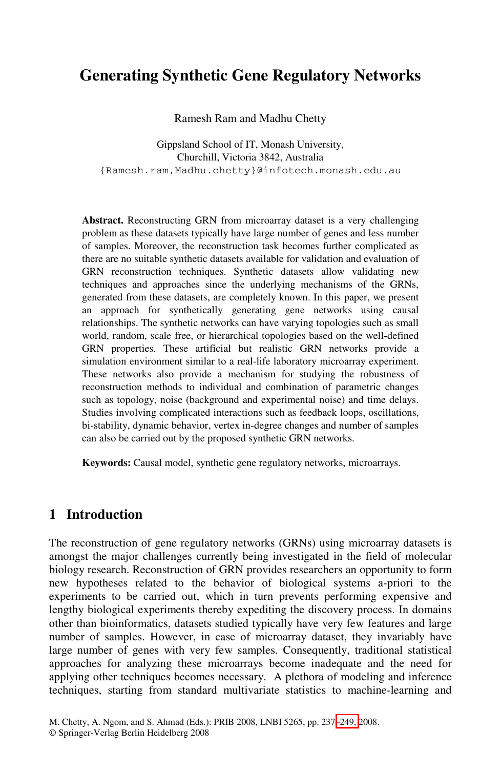# Generating Synthetic Gene Regulatory Networks

Ramesh Ram and Madhu Chetty

Gippsland School of IT, Monash University,
Churchill, Victoria 3842, Australia
{Ramesh.ram,Madhu.chetty}@infotech.monash.edu.au

**Abstract.** Reconstructing GRN from microarray dataset is a very challenging problem as these datasets typically have large number of genes and less number of samples. Moreover, the reconstruction task becomes further complicated as there are no suitable synthetic datasets available for validation and evaluation of GRN reconstruction techniques. Synthetic datasets allow validating new techniques and approaches since the underlying mechanisms of the GRNs, generated from these datasets, are completely known. In this paper, we present an approach for synthetically generating gene networks using causal relationships. The synthetic networks can have varying topologies such as small world, random, scale free, or hierarchical topologies based on the well-defined GRN properties. These artificial but realistic GRN networks provide a simulation environment similar to a real-life laboratory microarray experiment. These networks also provide a mechanism for studying the robustness of reconstruction methods to individual and combination of parametric changes such as topology, noise (background and experimental noise) and time delays. Studies involving complicated interactions such as feedback loops, oscillations, bi-stability, dynamic behavior, vertex in-degree changes and number of samples can also be carried out by the proposed synthetic GRN networks.

**Keywords:** Causal model, synthetic gene regulatory networks, microarrays.

## 1 Introduction

The reconstruction of gene regulatory networks (GRNs) using microarray datasets is amongst the major challenges currently being investigated in the field of molecular biology research. Reconstruction of GRN provides researchers an opportunity to form new hypotheses related to the behavior of biological systems a-priori to the experiments to be carried out, which in turn prevents performing expensive and lengthy biological experiments thereby expediting the discovery process. In domains other than bioinformatics, datasets studied typically have very few features and large number of samples. However, in case of microarray dataset, they invariably have large number of genes with very few samples. Consequently, traditional statistical approaches for analyzing these microarrays become inadequate and the need for applying other techniques becomes necessary. A plethora of modeling and inference techniques, starting from standard multivariate statistics to machine-learning and

M. Chetty, A. Ngom, and S. Ahmad (Eds.): PRIB 2008, LNBI 5265, pp. 237–249, 2008.
© Springer-Verlag Berlin Heidelberg 2008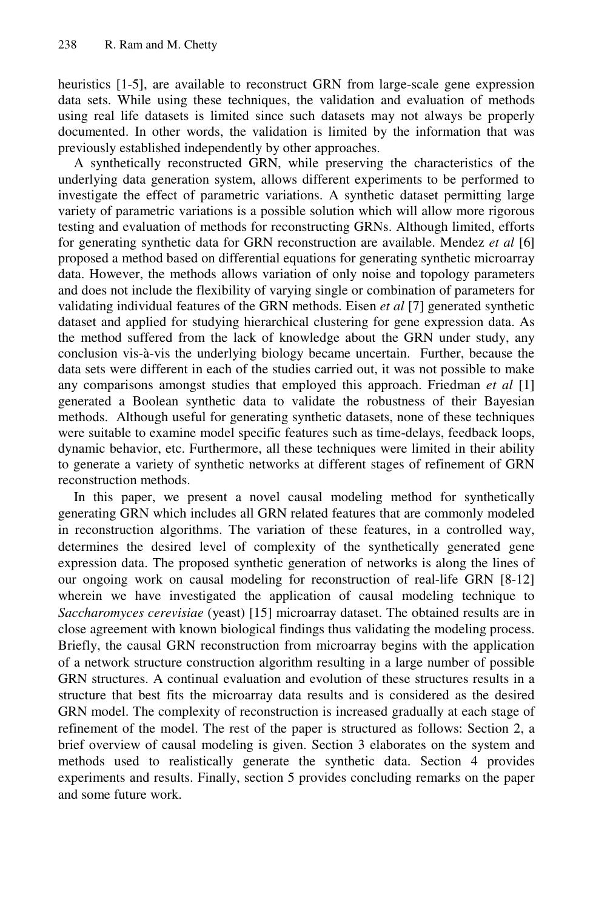heuristics [1-5], are available to reconstruct GRN from large-scale gene expression data sets. While using these techniques, the validation and evaluation of methods using real life datasets is limited since such datasets may not always be properly documented. In other words, the validation is limited by the information that was previously established independently by other approaches.

A synthetically reconstructed GRN, while preserving the characteristics of the underlying data generation system, allows different experiments to be performed to investigate the effect of parametric variations. A synthetic dataset permitting large variety of parametric variations is a possible solution which will allow more rigorous testing and evaluation of methods for reconstructing GRNs. Although limited, efforts for generating synthetic data for GRN reconstruction are available. Mendez *et al* [6] proposed a method based on differential equations for generating synthetic microarray data. However, the methods allows variation of only noise and topology parameters and does not include the flexibility of varying single or combination of parameters for validating individual features of the GRN methods. Eisen *et al* [7] generated synthetic dataset and applied for studying hierarchical clustering for gene expression data. As the method suffered from the lack of knowledge about the GRN under study, any conclusion vis-à-vis the underlying biology became uncertain. Further, because the data sets were different in each of the studies carried out, it was not possible to make any comparisons amongst studies that employed this approach. Friedman *et al* [1] generated a Boolean synthetic data to validate the robustness of their Bayesian methods. Although useful for generating synthetic datasets, none of these techniques were suitable to examine model specific features such as time-delays, feedback loops, dynamic behavior, etc. Furthermore, all these techniques were limited in their ability to generate a variety of synthetic networks at different stages of refinement of GRN reconstruction methods.

In this paper, we present a novel causal modeling method for synthetically generating GRN which includes all GRN related features that are commonly modeled in reconstruction algorithms. The variation of these features, in a controlled way, determines the desired level of complexity of the synthetically generated gene expression data. The proposed synthetic generation of networks is along the lines of our ongoing work on causal modeling for reconstruction of real-life GRN [8-12] wherein we have investigated the application of causal modeling technique to *Saccharomyces cerevisiae* (yeast) [15] microarray dataset. The obtained results are in close agreement with known biological findings thus validating the modeling process. Briefly, the causal GRN reconstruction from microarray begins with the application of a network structure construction algorithm resulting in a large number of possible GRN structures. A continual evaluation and evolution of these structures results in a structure that best fits the microarray data results and is considered as the desired GRN model. The complexity of reconstruction is increased gradually at each stage of refinement of the model. The rest of the paper is structured as follows: Section 2, a brief overview of causal modeling is given. Section 3 elaborates on the system and methods used to realistically generate the synthetic data. Section 4 provides experiments and results. Finally, section 5 provides concluding remarks on the paper and some future work.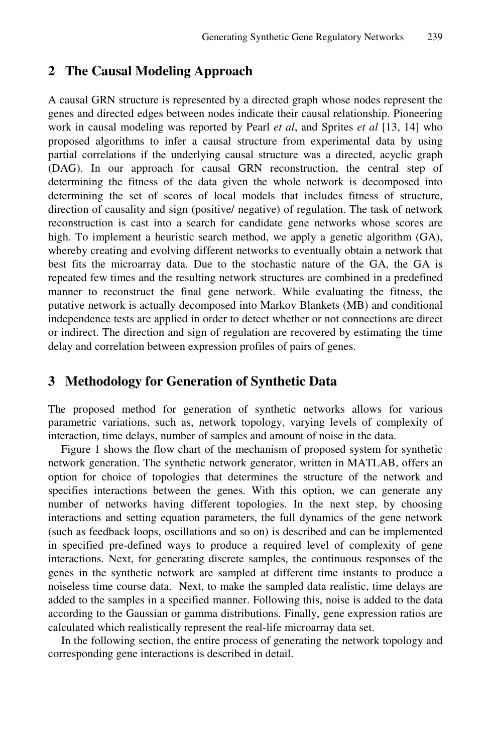## 2 The Causal Modeling Approach

A causal GRN structure is represented by a directed graph whose nodes represent the genes and directed edges between nodes indicate their causal relationship. Pioneering work in causal modeling was reported by Pearl *et al*, and Sprites *et al* [13, 14] who proposed algorithms to infer a causal structure from experimental data by using partial correlations if the underlying causal structure was a directed, acyclic graph (DAG). In our approach for causal GRN reconstruction, the central step of determining the fitness of the data given the whole network is decomposed into determining the set of scores of local models that includes fitness of structure, direction of causality and sign (positive/ negative) of regulation. The task of network reconstruction is cast into a search for candidate gene networks whose scores are high. To implement a heuristic search method, we apply a genetic algorithm (GA), whereby creating and evolving different networks to eventually obtain a network that best fits the microarray data. Due to the stochastic nature of the GA, the GA is repeated few times and the resulting network structures are combined in a predefined manner to reconstruct the final gene network. While evaluating the fitness, the putative network is actually decomposed into Markov Blankets (MB) and conditional independence tests are applied in order to detect whether or not connections are direct or indirect. The direction and sign of regulation are recovered by estimating the time delay and correlation between expression profiles of pairs of genes.

## 3 Methodology for Generation of Synthetic Data

The proposed method for generation of synthetic networks allows for various parametric variations, such as, network topology, varying levels of complexity of interaction, time delays, number of samples and amount of noise in the data.

Figure 1 shows the flow chart of the mechanism of proposed system for synthetic network generation. The synthetic network generator, written in MATLAB, offers an option for choice of topologies that determines the structure of the network and specifies interactions between the genes. With this option, we can generate any number of networks having different topologies. In the next step, by choosing interactions and setting equation parameters, the full dynamics of the gene network (such as feedback loops, oscillations and so on) is described and can be implemented in specified pre-defined ways to produce a required level of complexity of gene interactions. Next, for generating discrete samples, the continuous responses of the genes in the synthetic network are sampled at different time instants to produce a noiseless time course data. Next, to make the sampled data realistic, time delays are added to the samples in a specified manner. Following this, noise is added to the data according to the Gaussian or gamma distributions. Finally, gene expression ratios are calculated which realistically represent the real-life microarray data set.

In the following section, the entire process of generating the network topology and corresponding gene interactions is described in detail.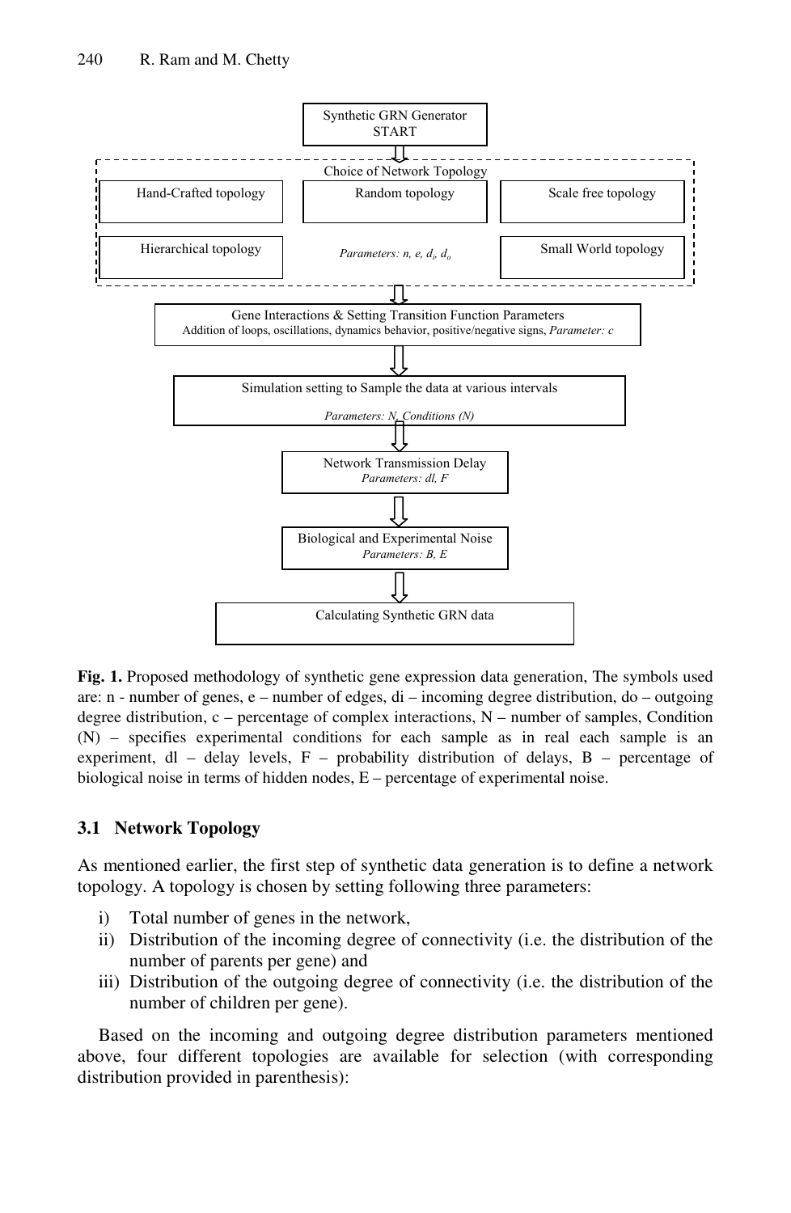Synthetic GRN Generator START

Choice of Network Topology

- Hand-Crafted topology
- Random topology
- Scale free topology
- Hierarchical topology
- Small World topology

*Parameters: n, e, $d_i$, $d_o$*

Gene Interactions & Setting Transition Function Parameters
Addition of loops, oscillations, dynamics behavior, positive/negative signs, *Parameter: c*

Simulation setting to Sample the data at various intervals
*Parameters: N, Conditions (N)*

Network Transmission Delay
*Parameters: dl, F*

Biological and Experimental Noise
*Parameters: B, E*

Calculating Synthetic GRN data

**Fig. 1.** Proposed methodology of synthetic gene expression data generation, The symbols used are: n - number of genes, e – number of edges, di – incoming degree distribution, do – outgoing degree distribution, c – percentage of complex interactions, N – number of samples, Condition (N) – specifies experimental conditions for each sample as in real each sample is an experiment, dl – delay levels, F – probability distribution of delays, B – percentage of biological noise in terms of hidden nodes, E – percentage of experimental noise.

### 3.1 Network Topology

As mentioned earlier, the first step of synthetic data generation is to define a network topology. A topology is chosen by setting following three parameters:

i) Total number of genes in the network,
ii) Distribution of the incoming degree of connectivity (i.e. the distribution of the number of parents per gene) and
iii) Distribution of the outgoing degree of connectivity (i.e. the distribution of the number of children per gene).

Based on the incoming and outgoing degree distribution parameters mentioned above, four different topologies are available for selection (with corresponding distribution provided in parenthesis):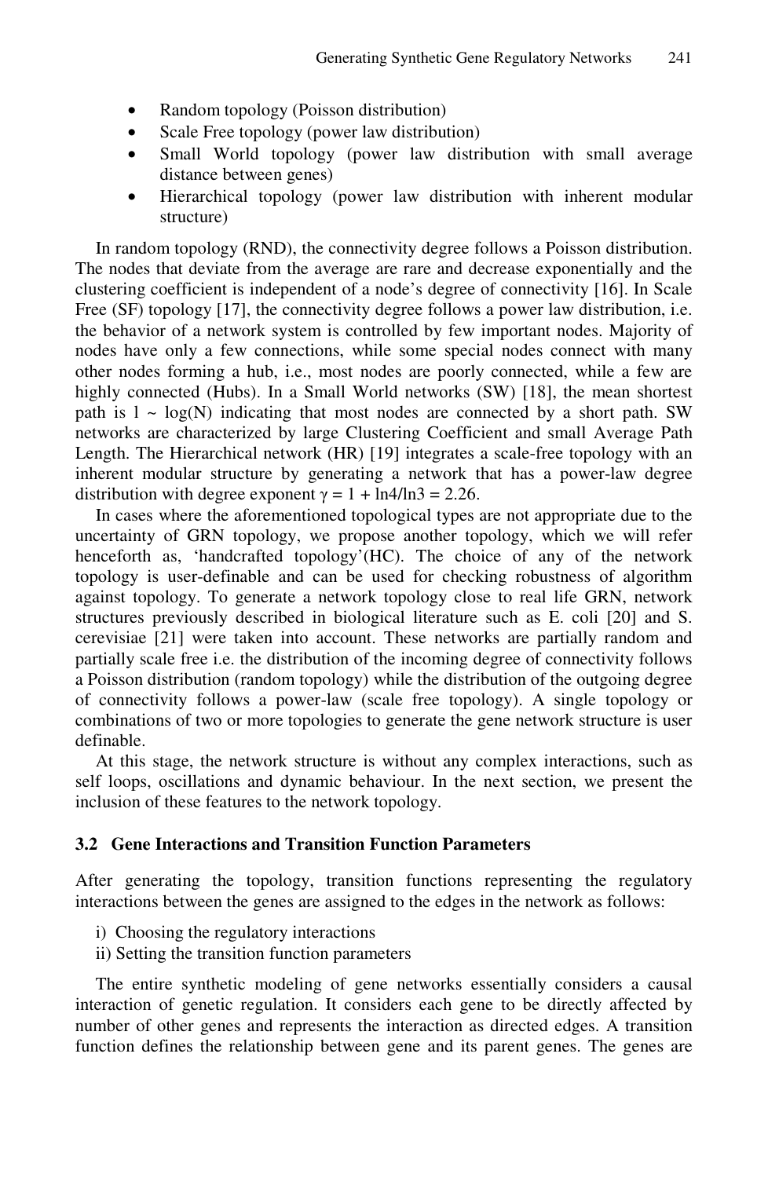- Random topology (Poisson distribution)
- Scale Free topology (power law distribution)
- Small World topology (power law distribution with small average distance between genes)
- Hierarchical topology (power law distribution with inherent modular structure)

In random topology (RND), the connectivity degree follows a Poisson distribution. The nodes that deviate from the average are rare and decrease exponentially and the clustering coefficient is independent of a node's degree of connectivity [16]. In Scale Free (SF) topology [17], the connectivity degree follows a power law distribution, i.e. the behavior of a network system is controlled by few important nodes. Majority of nodes have only a few connections, while some special nodes connect with many other nodes forming a hub, i.e., most nodes are poorly connected, while a few are highly connected (Hubs). In a Small World networks (SW) [18], the mean shortest path is $l \sim \log(N)$ indicating that most nodes are connected by a short path. SW networks are characterized by large Clustering Coefficient and small Average Path Length. The Hierarchical network (HR) [19] integrates a scale-free topology with an inherent modular structure by generating a network that has a power-law degree distribution with degree exponent $\gamma = 1 + \ln 4/\ln 3 = 2.26$.

In cases where the aforementioned topological types are not appropriate due to the uncertainty of GRN topology, we propose another topology, which we will refer henceforth as, 'handcrafted topology'(HC). The choice of any of the network topology is user-definable and can be used for checking robustness of algorithm against topology. To generate a network topology close to real life GRN, network structures previously described in biological literature such as E. coli [20] and S. cerevisiae [21] were taken into account. These networks are partially random and partially scale free i.e. the distribution of the incoming degree of connectivity follows a Poisson distribution (random topology) while the distribution of the outgoing degree of connectivity follows a power-law (scale free topology). A single topology or combinations of two or more topologies to generate the gene network structure is user definable.

At this stage, the network structure is without any complex interactions, such as self loops, oscillations and dynamic behaviour. In the next section, we present the inclusion of these features to the network topology.

### 3.2 Gene Interactions and Transition Function Parameters

After generating the topology, transition functions representing the regulatory interactions between the genes are assigned to the edges in the network as follows:

i) Choosing the regulatory interactions
ii) Setting the transition function parameters

The entire synthetic modeling of gene networks essentially considers a causal interaction of genetic regulation. It considers each gene to be directly affected by number of other genes and represents the interaction as directed edges. A transition function defines the relationship between gene and its parent genes. The genes are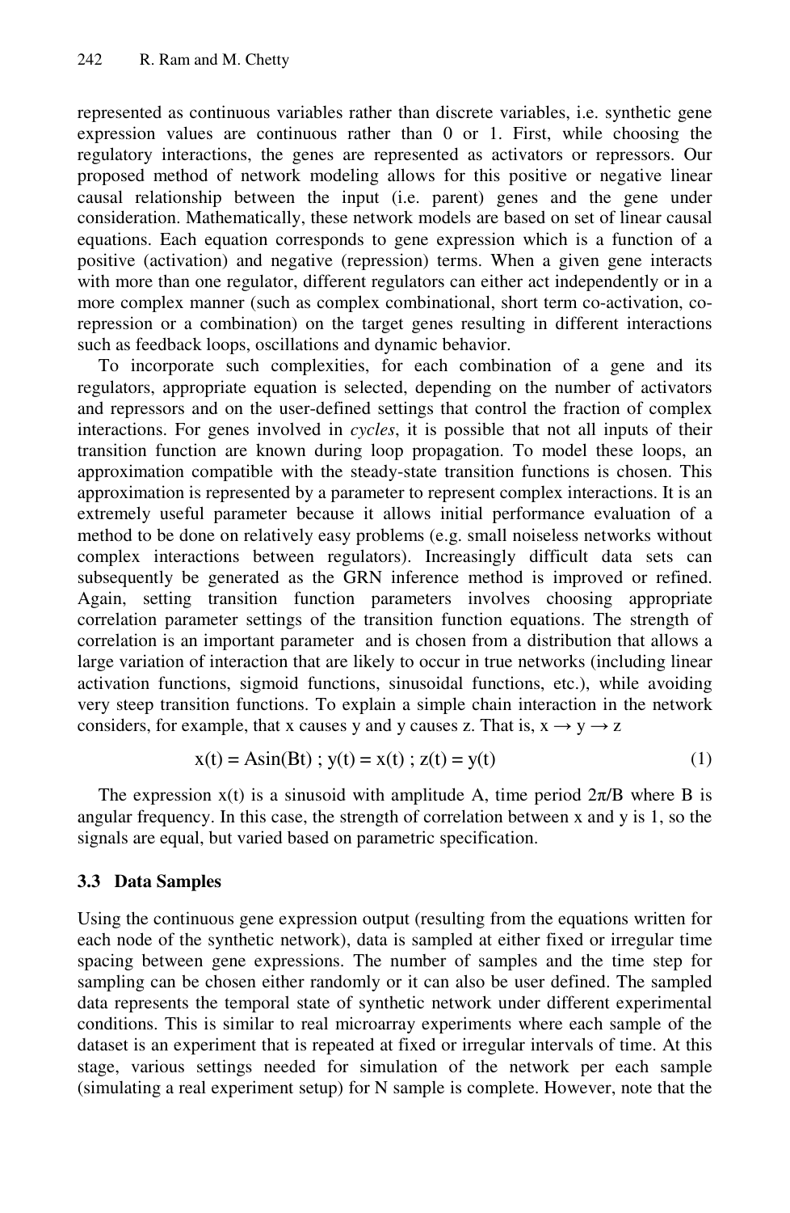represented as continuous variables rather than discrete variables, i.e. synthetic gene expression values are continuous rather than 0 or 1. First, while choosing the regulatory interactions, the genes are represented as activators or repressors. Our proposed method of network modeling allows for this positive or negative linear causal relationship between the input (i.e. parent) genes and the gene under consideration. Mathematically, these network models are based on set of linear causal equations. Each equation corresponds to gene expression which is a function of a positive (activation) and negative (repression) terms. When a given gene interacts with more than one regulator, different regulators can either act independently or in a more complex manner (such as complex combinational, short term co-activation, co-repression or a combination) on the target genes resulting in different interactions such as feedback loops, oscillations and dynamic behavior.

To incorporate such complexities, for each combination of a gene and its regulators, appropriate equation is selected, depending on the number of activators and repressors and on the user-defined settings that control the fraction of complex interactions. For genes involved in *cycles*, it is possible that not all inputs of their transition function are known during loop propagation. To model these loops, an approximation compatible with the steady-state transition functions is chosen. This approximation is represented by a parameter to represent complex interactions. It is an extremely useful parameter because it allows initial performance evaluation of a method to be done on relatively easy problems (e.g. small noiseless networks without complex interactions between regulators). Increasingly difficult data sets can subsequently be generated as the GRN inference method is improved or refined. Again, setting transition function parameters involves choosing appropriate correlation parameter settings of the transition function equations. The strength of correlation is an important parameter and is chosen from a distribution that allows a large variation of interaction that are likely to occur in true networks (including linear activation functions, sigmoid functions, sinusoidal functions, etc.), while avoiding very steep transition functions. To explain a simple chain interaction in the network considers, for example, that x causes y and y causes z. That is, $x \rightarrow y \rightarrow z$

$$x(t) = A\sin(Bt) \; ; \; y(t) = x(t) \; ; \; z(t) = y(t) \tag{1}$$

The expression $x(t)$ is a sinusoid with amplitude A, time period $2\pi/B$ where B is angular frequency. In this case, the strength of correlation between x and y is 1, so the signals are equal, but varied based on parametric specification.

### 3.3 Data Samples

Using the continuous gene expression output (resulting from the equations written for each node of the synthetic network), data is sampled at either fixed or irregular time spacing between gene expressions. The number of samples and the time step for sampling can be chosen either randomly or it can also be user defined. The sampled data represents the temporal state of synthetic network under different experimental conditions. This is similar to real microarray experiments where each sample of the dataset is an experiment that is repeated at fixed or irregular intervals of time. At this stage, various settings needed for simulation of the network per each sample (simulating a real experiment setup) for N sample is complete. However, note that the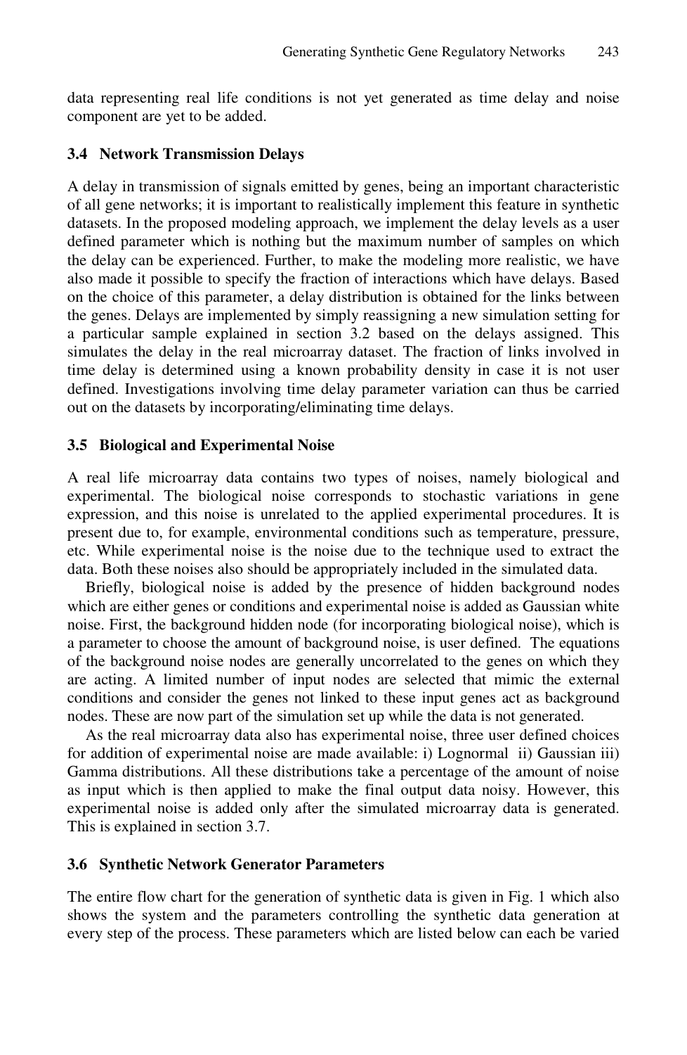data representing real life conditions is not yet generated as time delay and noise component are yet to be added.

### 3.4 Network Transmission Delays

A delay in transmission of signals emitted by genes, being an important characteristic of all gene networks; it is important to realistically implement this feature in synthetic datasets. In the proposed modeling approach, we implement the delay levels as a user defined parameter which is nothing but the maximum number of samples on which the delay can be experienced. Further, to make the modeling more realistic, we have also made it possible to specify the fraction of interactions which have delays. Based on the choice of this parameter, a delay distribution is obtained for the links between the genes. Delays are implemented by simply reassigning a new simulation setting for a particular sample explained in section 3.2 based on the delays assigned. This simulates the delay in the real microarray dataset. The fraction of links involved in time delay is determined using a known probability density in case it is not user defined. Investigations involving time delay parameter variation can thus be carried out on the datasets by incorporating/eliminating time delays.

### 3.5 Biological and Experimental Noise

A real life microarray data contains two types of noises, namely biological and experimental. The biological noise corresponds to stochastic variations in gene expression, and this noise is unrelated to the applied experimental procedures. It is present due to, for example, environmental conditions such as temperature, pressure, etc. While experimental noise is the noise due to the technique used to extract the data. Both these noises also should be appropriately included in the simulated data.

Briefly, biological noise is added by the presence of hidden background nodes which are either genes or conditions and experimental noise is added as Gaussian white noise. First, the background hidden node (for incorporating biological noise), which is a parameter to choose the amount of background noise, is user defined. The equations of the background noise nodes are generally uncorrelated to the genes on which they are acting. A limited number of input nodes are selected that mimic the external conditions and consider the genes not linked to these input genes act as background nodes. These are now part of the simulation set up while the data is not generated.

As the real microarray data also has experimental noise, three user defined choices for addition of experimental noise are made available: i) Lognormal ii) Gaussian iii) Gamma distributions. All these distributions take a percentage of the amount of noise as input which is then applied to make the final output data noisy. However, this experimental noise is added only after the simulated microarray data is generated. This is explained in section 3.7.

### 3.6 Synthetic Network Generator Parameters

The entire flow chart for the generation of synthetic data is given in Fig. 1 which also shows the system and the parameters controlling the synthetic data generation at every step of the process. These parameters which are listed below can each be varied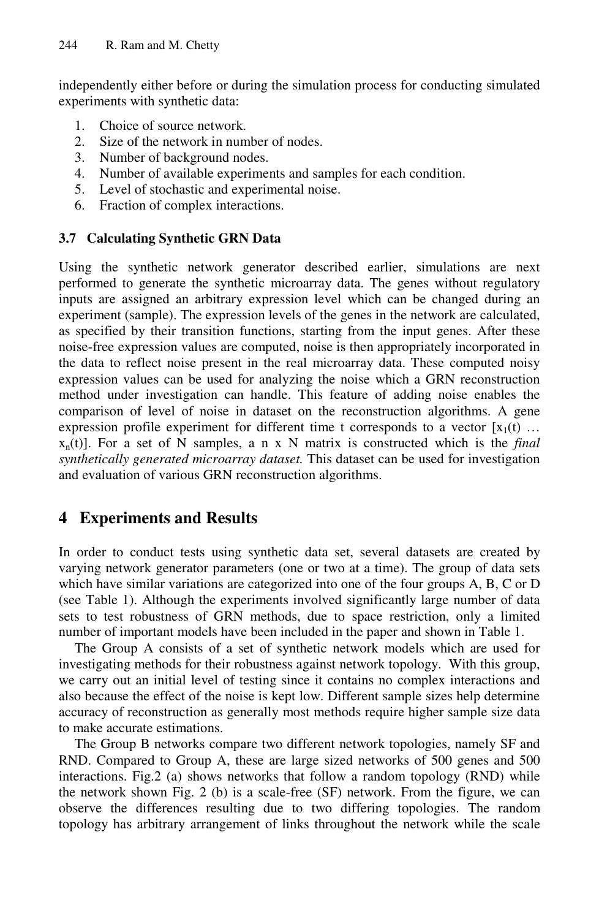independently either before or during the simulation process for conducting simulated experiments with synthetic data:

1. Choice of source network.
2. Size of the network in number of nodes.
3. Number of background nodes.
4. Number of available experiments and samples for each condition.
5. Level of stochastic and experimental noise.
6. Fraction of complex interactions.

### 3.7 Calculating Synthetic GRN Data

Using the synthetic network generator described earlier, simulations are next performed to generate the synthetic microarray data. The genes without regulatory inputs are assigned an arbitrary expression level which can be changed during an experiment (sample). The expression levels of the genes in the network are calculated, as specified by their transition functions, starting from the input genes. After these noise-free expression values are computed, noise is then appropriately incorporated in the data to reflect noise present in the real microarray data. These computed noisy expression values can be used for analyzing the noise which a GRN reconstruction method under investigation can handle. This feature of adding noise enables the comparison of level of noise in dataset on the reconstruction algorithms. A gene expression profile experiment for different time t corresponds to a vector $[x_1(t) \ldots x_n(t)]$. For a set of N samples, a n x N matrix is constructed which is the *final synthetically generated microarray dataset.* This dataset can be used for investigation and evaluation of various GRN reconstruction algorithms.

## 4 Experiments and Results

In order to conduct tests using synthetic data set, several datasets are created by varying network generator parameters (one or two at a time). The group of data sets which have similar variations are categorized into one of the four groups A, B, C or D (see Table 1). Although the experiments involved significantly large number of data sets to test robustness of GRN methods, due to space restriction, only a limited number of important models have been included in the paper and shown in Table 1.

The Group A consists of a set of synthetic network models which are used for investigating methods for their robustness against network topology. With this group, we carry out an initial level of testing since it contains no complex interactions and also because the effect of the noise is kept low. Different sample sizes help determine accuracy of reconstruction as generally most methods require higher sample size data to make accurate estimations.

The Group B networks compare two different network topologies, namely SF and RND. Compared to Group A, these are large sized networks of 500 genes and 500 interactions. Fig.2 (a) shows networks that follow a random topology (RND) while the network shown Fig. 2 (b) is a scale-free (SF) network. From the figure, we can observe the differences resulting due to two differing topologies. The random topology has arbitrary arrangement of links throughout the network while the scale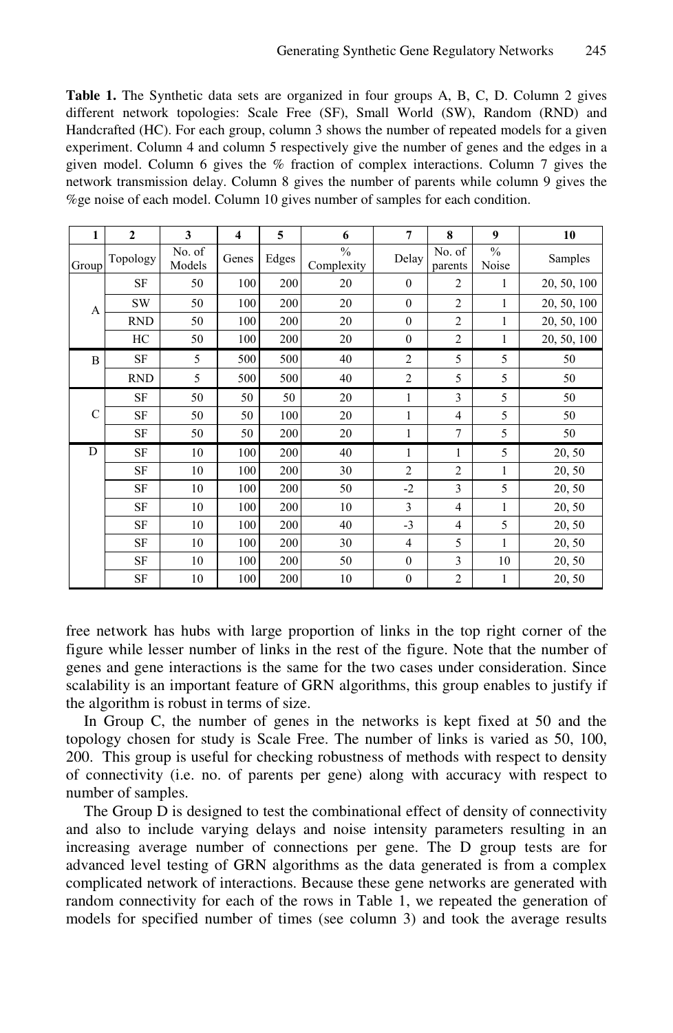**Table 1.** The Synthetic data sets are organized in four groups A, B, C, D. Column 2 gives different network topologies: Scale Free (SF), Small World (SW), Random (RND) and Handcrafted (HC). For each group, column 3 shows the number of repeated models for a given experiment. Column 4 and column 5 respectively give the number of genes and the edges in a given model. Column 6 gives the % fraction of complex interactions. Column 7 gives the network transmission delay. Column 8 gives the number of parents while column 9 gives the %ge noise of each model. Column 10 gives number of samples for each condition.

| 1 | 2 | 3 | 4 | 5 | 6 | 7 | 8 | 9 | 10 |
|---|---|---|---|---|---|---|---|---|---|
| Group | Topology | No. of Models | Genes | Edges | % Complexity | Delay | No. of parents | % Noise | Samples |
| A | SF | 50 | 100 | 200 | 20 | 0 | 2 | 1 | 20, 50, 100 |
| | SW | 50 | 100 | 200 | 20 | 0 | 2 | 1 | 20, 50, 100 |
| | RND | 50 | 100 | 200 | 20 | 0 | 2 | 1 | 20, 50, 100 |
| | HC | 50 | 100 | 200 | 20 | 0 | 2 | 1 | 20, 50, 100 |
| B | SF | 5 | 500 | 500 | 40 | 2 | 5 | 5 | 50 |
| | RND | 5 | 500 | 500 | 40 | 2 | 5 | 5 | 50 |
| C | SF | 50 | 50 | 50 | 20 | 1 | 3 | 5 | 50 |
| | SF | 50 | 50 | 100 | 20 | 1 | 4 | 5 | 50 |
| | SF | 50 | 50 | 200 | 20 | 1 | 7 | 5 | 50 |
| D | SF | 10 | 100 | 200 | 40 | 1 | 1 | 5 | 20, 50 |
| | SF | 10 | 100 | 200 | 30 | 2 | 2 | 1 | 20, 50 |
| | SF | 10 | 100 | 200 | 50 | -2 | 3 | 5 | 20, 50 |
| | SF | 10 | 100 | 200 | 10 | 3 | 4 | 1 | 20, 50 |
| | SF | 10 | 100 | 200 | 40 | -3 | 4 | 5 | 20, 50 |
| | SF | 10 | 100 | 200 | 30 | 4 | 5 | 1 | 20, 50 |
| | SF | 10 | 100 | 200 | 50 | 0 | 3 | 10 | 20, 50 |
| | SF | 10 | 100 | 200 | 10 | 0 | 2 | 1 | 20, 50 |

free network has hubs with large proportion of links in the top right corner of the figure while lesser number of links in the rest of the figure. Note that the number of genes and gene interactions is the same for the two cases under consideration. Since scalability is an important feature of GRN algorithms, this group enables to justify if the algorithm is robust in terms of size.

In Group C, the number of genes in the networks is kept fixed at 50 and the topology chosen for study is Scale Free. The number of links is varied as 50, 100, 200. This group is useful for checking robustness of methods with respect to density of connectivity (i.e. no. of parents per gene) along with accuracy with respect to number of samples.

The Group D is designed to test the combinational effect of density of connectivity and also to include varying delays and noise intensity parameters resulting in an increasing average number of connections per gene. The D group tests are for advanced level testing of GRN algorithms as the data generated is from a complex complicated network of interactions. Because these gene networks are generated with random connectivity for each of the rows in Table 1, we repeated the generation of models for specified number of times (see column 3) and took the average results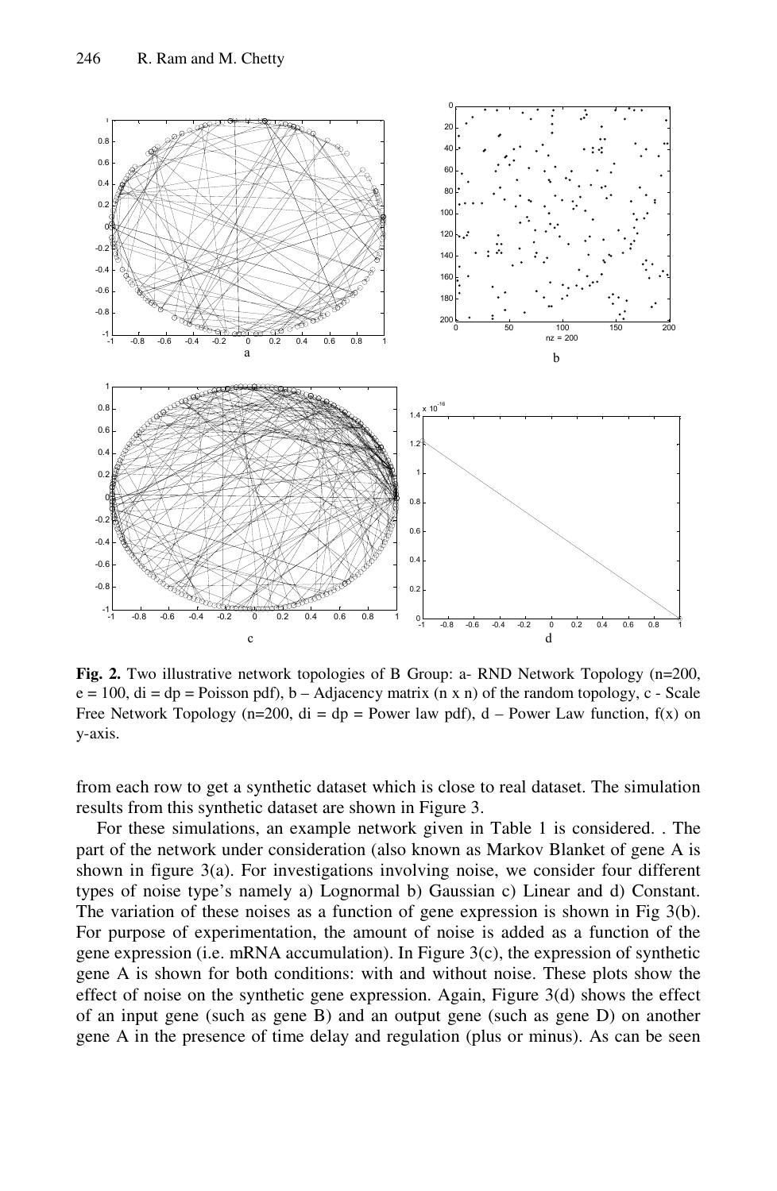**Fig. 2.** Two illustrative network topologies of B Group: a- RND Network Topology (n=200, e = 100, di = dp = Poisson pdf), b – Adjacency matrix (n x n) of the random topology, c - Scale Free Network Topology (n=200, di = dp = Power law pdf), d – Power Law function, f(x) on y-axis.

from each row to get a synthetic dataset which is close to real dataset. The simulation results from this synthetic dataset are shown in Figure 3.

For these simulations, an example network given in Table 1 is considered. . The part of the network under consideration (also known as Markov Blanket of gene A is shown in figure 3(a). For investigations involving noise, we consider four different types of noise type's namely a) Lognormal b) Gaussian c) Linear and d) Constant. The variation of these noises as a function of gene expression is shown in Fig 3(b). For purpose of experimentation, the amount of noise is added as a function of the gene expression (i.e. mRNA accumulation). In Figure 3(c), the expression of synthetic gene A is shown for both conditions: with and without noise. These plots show the effect of noise on the synthetic gene expression. Again, Figure 3(d) shows the effect of an input gene (such as gene B) and an output gene (such as gene D) on another gene A in the presence of time delay and regulation (plus or minus). As can be seen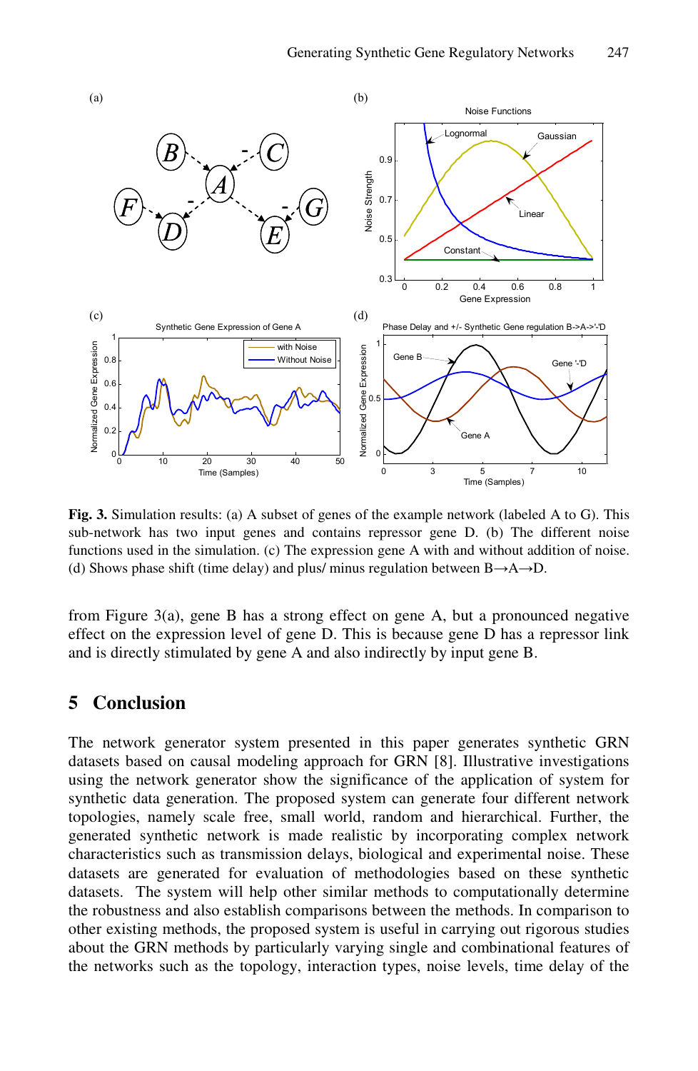**Fig. 3.** Simulation results: (a) A subset of genes of the example network (labeled A to G). This sub-network has two input genes and contains repressor gene D. (b) The different noise functions used in the simulation. (c) The expression gene A with and without addition of noise. (d) Shows phase shift (time delay) and plus/ minus regulation between B→A→D.

from Figure 3(a), gene B has a strong effect on gene A, but a pronounced negative effect on the expression level of gene D. This is because gene D has a repressor link and is directly stimulated by gene A and also indirectly by input gene B.

## 5 Conclusion

The network generator system presented in this paper generates synthetic GRN datasets based on causal modeling approach for GRN [8]. Illustrative investigations using the network generator show the significance of the application of system for synthetic data generation. The proposed system can generate four different network topologies, namely scale free, small world, random and hierarchical. Further, the generated synthetic network is made realistic by incorporating complex network characteristics such as transmission delays, biological and experimental noise. These datasets are generated for evaluation of methodologies based on these synthetic datasets. The system will help other similar methods to computationally determine the robustness and also establish comparisons between the methods. In comparison to other existing methods, the proposed system is useful in carrying out rigorous studies about the GRN methods by particularly varying single and combinational features of the networks such as the topology, interaction types, noise levels, time delay of the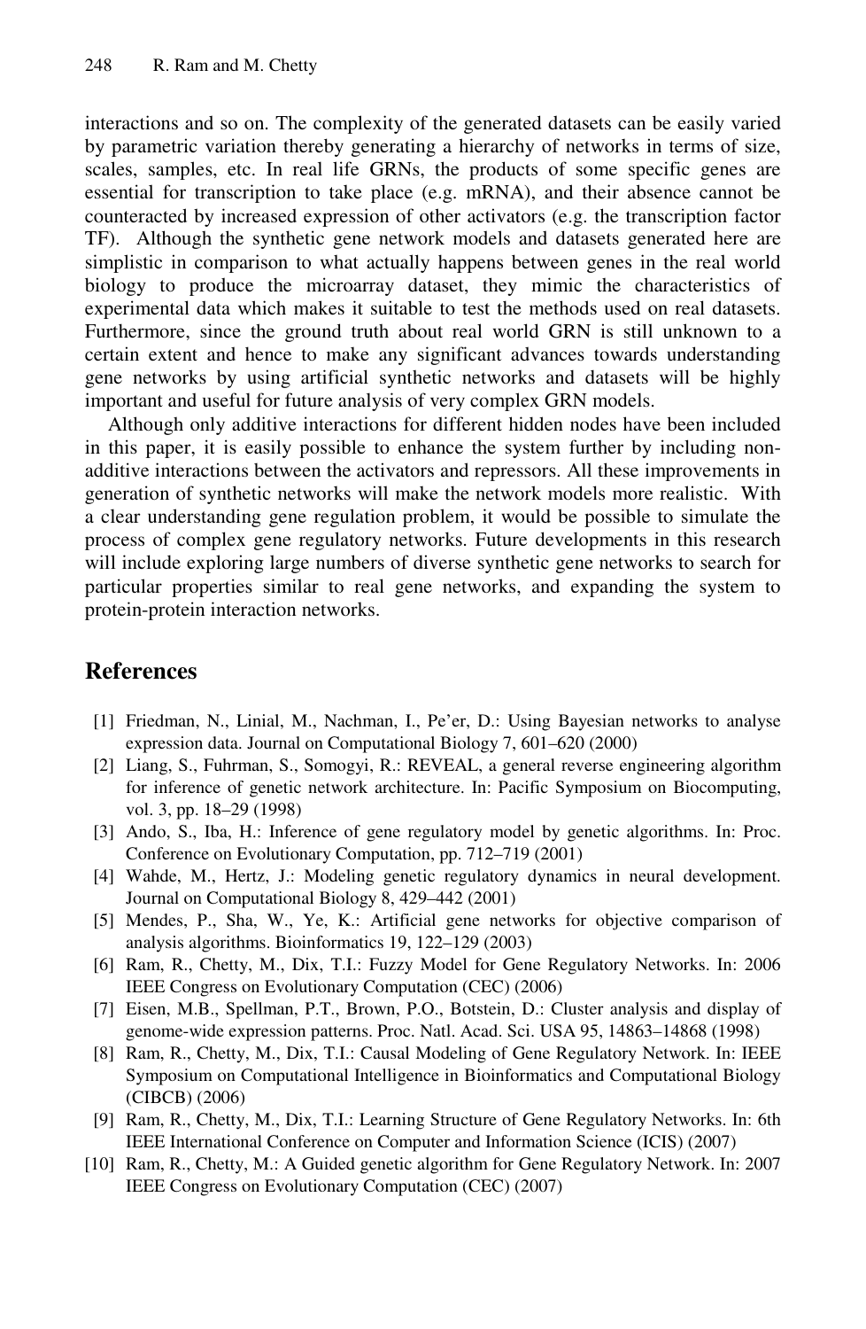interactions and so on. The complexity of the generated datasets can be easily varied by parametric variation thereby generating a hierarchy of networks in terms of size, scales, samples, etc. In real life GRNs, the products of some specific genes are essential for transcription to take place (e.g. mRNA), and their absence cannot be counteracted by increased expression of other activators (e.g. the transcription factor TF). Although the synthetic gene network models and datasets generated here are simplistic in comparison to what actually happens between genes in the real world biology to produce the microarray dataset, they mimic the characteristics of experimental data which makes it suitable to test the methods used on real datasets. Furthermore, since the ground truth about real world GRN is still unknown to a certain extent and hence to make any significant advances towards understanding gene networks by using artificial synthetic networks and datasets will be highly important and useful for future analysis of very complex GRN models.

Although only additive interactions for different hidden nodes have been included in this paper, it is easily possible to enhance the system further by including non-additive interactions between the activators and repressors. All these improvements in generation of synthetic networks will make the network models more realistic. With a clear understanding gene regulation problem, it would be possible to simulate the process of complex gene regulatory networks. Future developments in this research will include exploring large numbers of diverse synthetic gene networks to search for particular properties similar to real gene networks, and expanding the system to protein-protein interaction networks.

## References

[1] Friedman, N., Linial, M., Nachman, I., Pe'er, D.: Using Bayesian networks to analyse expression data. Journal on Computational Biology 7, 601–620 (2000)

[2] Liang, S., Fuhrman, S., Somogyi, R.: REVEAL, a general reverse engineering algorithm for inference of genetic network architecture. In: Pacific Symposium on Biocomputing, vol. 3, pp. 18–29 (1998)

[3] Ando, S., Iba, H.: Inference of gene regulatory model by genetic algorithms. In: Proc. Conference on Evolutionary Computation, pp. 712–719 (2001)

[4] Wahde, M., Hertz, J.: Modeling genetic regulatory dynamics in neural development. Journal on Computational Biology 8, 429–442 (2001)

[5] Mendes, P., Sha, W., Ye, K.: Artificial gene networks for objective comparison of analysis algorithms. Bioinformatics 19, 122–129 (2003)

[6] Ram, R., Chetty, M., Dix, T.I.: Fuzzy Model for Gene Regulatory Networks. In: 2006 IEEE Congress on Evolutionary Computation (CEC) (2006)

[7] Eisen, M.B., Spellman, P.T., Brown, P.O., Botstein, D.: Cluster analysis and display of genome-wide expression patterns. Proc. Natl. Acad. Sci. USA 95, 14863–14868 (1998)

[8] Ram, R., Chetty, M., Dix, T.I.: Causal Modeling of Gene Regulatory Network. In: IEEE Symposium on Computational Intelligence in Bioinformatics and Computational Biology (CIBCB) (2006)

[9] Ram, R., Chetty, M., Dix, T.I.: Learning Structure of Gene Regulatory Networks. In: 6th IEEE International Conference on Computer and Information Science (ICIS) (2007)

[10] Ram, R., Chetty, M.: A Guided genetic algorithm for Gene Regulatory Network. In: 2007 IEEE Congress on Evolutionary Computation (CEC) (2007)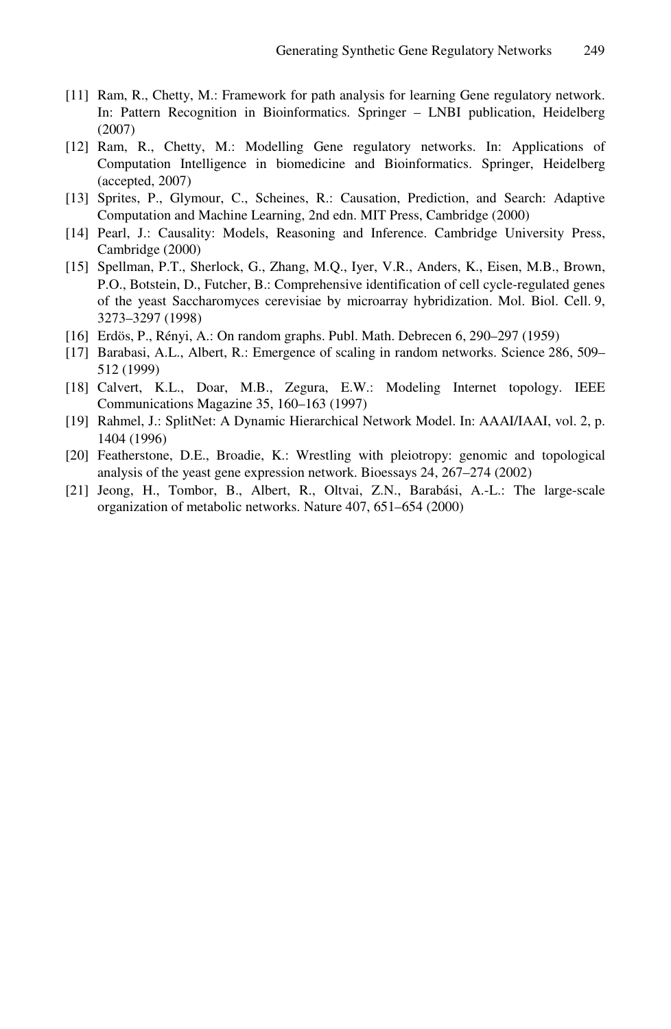- [11] Ram, R., Chetty, M.: Framework for path analysis for learning Gene regulatory network. In: Pattern Recognition in Bioinformatics. Springer – LNBI publication, Heidelberg (2007)
- [12] Ram, R., Chetty, M.: Modelling Gene regulatory networks. In: Applications of Computation Intelligence in biomedicine and Bioinformatics. Springer, Heidelberg (accepted, 2007)
- [13] Sprites, P., Glymour, C., Scheines, R.: Causation, Prediction, and Search: Adaptive Computation and Machine Learning, 2nd edn. MIT Press, Cambridge (2000)
- [14] Pearl, J.: Causality: Models, Reasoning and Inference. Cambridge University Press, Cambridge (2000)
- [15] Spellman, P.T., Sherlock, G., Zhang, M.Q., Iyer, V.R., Anders, K., Eisen, M.B., Brown, P.O., Botstein, D., Futcher, B.: Comprehensive identification of cell cycle-regulated genes of the yeast Saccharomyces cerevisiae by microarray hybridization. Mol. Biol. Cell. 9, 3273–3297 (1998)
- [16] Erdös, P., Rényi, A.: On random graphs. Publ. Math. Debrecen 6, 290–297 (1959)
- [17] Barabasi, A.L., Albert, R.: Emergence of scaling in random networks. Science 286, 509–512 (1999)
- [18] Calvert, K.L., Doar, M.B., Zegura, E.W.: Modeling Internet topology. IEEE Communications Magazine 35, 160–163 (1997)
- [19] Rahmel, J.: SplitNet: A Dynamic Hierarchical Network Model. In: AAAI/IAAI, vol. 2, p. 1404 (1996)
- [20] Featherstone, D.E., Broadie, K.: Wrestling with pleiotropy: genomic and topological analysis of the yeast gene expression network. Bioessays 24, 267–274 (2002)
- [21] Jeong, H., Tombor, B., Albert, R., Oltvai, Z.N., Barabási, A.-L.: The large-scale organization of metabolic networks. Nature 407, 651–654 (2000)